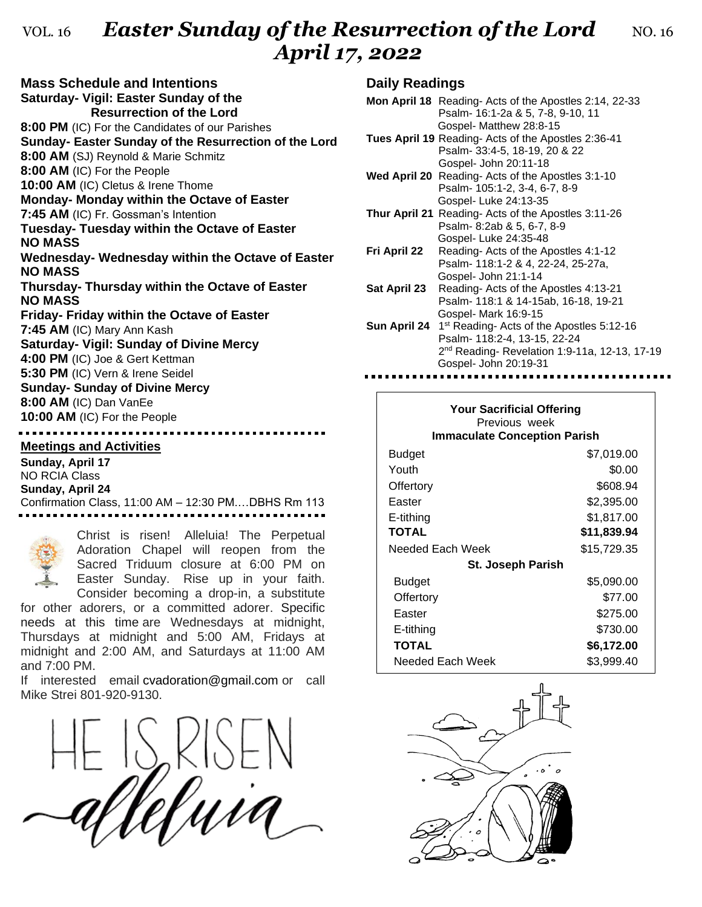# Easter Sunday of the Resurrection of the Lord
## April 17, 2022

VOL. 16 — NO. 16

## Mass Schedule and Intentions

**Saturday- Vigil: Easter Sunday of the Resurrection of the Lord**
**8:00 PM** (IC) For the Candidates of our Parishes

**Sunday- Easter Sunday of the Resurrection of the Lord**
**8:00 AM** (SJ) Reynold & Marie Schmitz
**8:00 AM** (IC) For the People
**10:00 AM** (IC) Cletus & Irene Thome

**Monday- Monday within the Octave of Easter**
**7:45 AM** (IC) Fr. Gossman's Intention

**Tuesday- Tuesday within the Octave of Easter**
**NO MASS**

**Wednesday- Wednesday within the Octave of Easter**
**NO MASS**

**Thursday- Thursday within the Octave of Easter**
**NO MASS**

**Friday- Friday within the Octave of Easter**
**7:45 AM** (IC) Mary Ann Kash

**Saturday- Vigil: Sunday of Divine Mercy**
**4:00 PM** (IC) Joe & Gert Kettman
**5:30 PM** (IC) Vern & Irene Seidel

**Sunday- Sunday of Divine Mercy**
**8:00 AM** (IC) Dan VanEe
**10:00 AM** (IC) For the People

## Meetings and Activities

**Sunday, April 17**
NO RCIA Class
**Sunday, April 24**
Confirmation Class, 11:00 AM – 12:30 PM….DBHS Rm 113

Christ is risen! Alleluia! The Perpetual Adoration Chapel will reopen from the Sacred Triduum closure at 6:00 PM on Easter Sunday. Rise up in your faith. Consider becoming a drop-in, a substitute for other adorers, or a committed adorer. Specific needs at this time are Wednesdays at midnight, Thursdays at midnight and 5:00 AM, Fridays at midnight and 2:00 AM, and Saturdays at 11:00 AM and 7:00 PM.

If interested email cvadoration@gmail.com or call Mike Strei 801-920-9130.

HE IS RISEN
alleluia

## Daily Readings

**Mon April 18** Reading- Acts of the Apostles 2:14, 22-33
Psalm- 16:1-2a & 5, 7-8, 9-10, 11
Gospel- Matthew 28:8-15

**Tues April 19** Reading- Acts of the Apostles 2:36-41
Psalm- 33:4-5, 18-19, 20 & 22
Gospel- John 20:11-18

**Wed April 20** Reading- Acts of the Apostles 3:1-10
Psalm- 105:1-2, 3-4, 6-7, 8-9
Gospel- Luke 24:13-35

**Thur April 21** Reading- Acts of the Apostles 3:11-26
Psalm- 8:2ab & 5, 6-7, 8-9
Gospel- Luke 24:35-48

**Fri April 22** Reading- Acts of the Apostles 4:1-12
Psalm- 118:1-2 & 4, 22-24, 25-27a,
Gospel- John 21:1-14

**Sat April 23** Reading- Acts of the Apostles 4:13-21
Psalm- 118:1 & 14-15ab, 16-18, 19-21
Gospel- Mark 16:9-15

**Sun April 24** 1st Reading- Acts of the Apostles 5:12-16
Psalm- 118:2-4, 13-15, 22-24
2nd Reading- Revelation 1:9-11a, 12-13, 17-19
Gospel- John 20:19-31

**Your Sacrificial Offering**
Previous week

| **Immaculate Conception Parish** | |
|---|---|
| Budget | $7,019.00 |
| Youth | $0.00 |
| Offertory | $608.94 |
| Easter | $2,395.00 |
| E-tithing | $1,817.00 |
| **TOTAL** | **$11,839.94** |
| Needed Each Week | $15,729.35 |
| **St. Joseph Parish** | |
| Budget | $5,090.00 |
| Offertory | $77.00 |
| Easter | $275.00 |
| E-tithing | $730.00 |
| **TOTAL** | **$6,172.00** |
| Needed Each Week | $3,999.40 |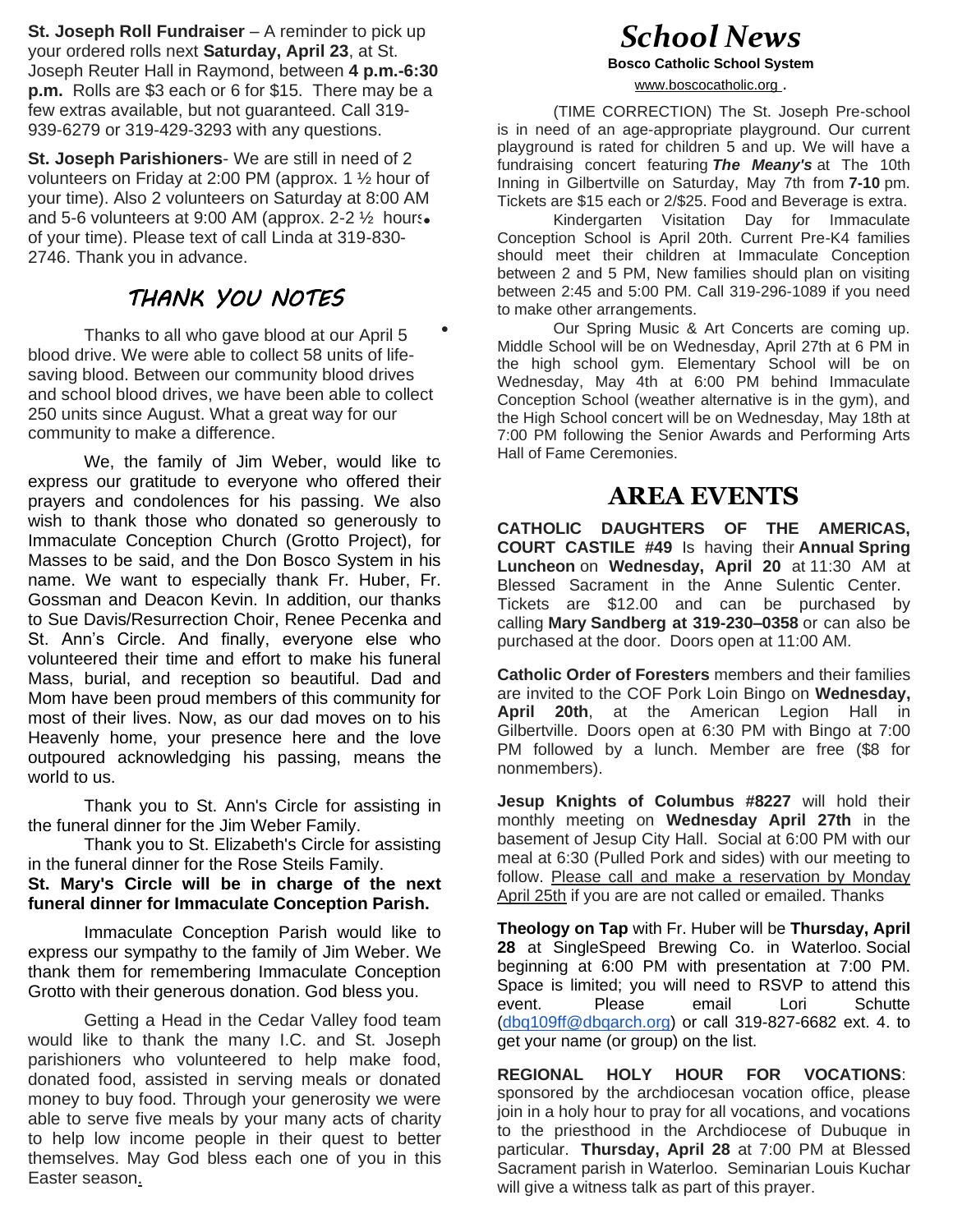**St. Joseph Roll Fundraiser** – A reminder to pick up your ordered rolls next **Saturday, April 23**, at St. Joseph Reuter Hall in Raymond, between **4 p.m.-6:30 p.m.** Rolls are $3 each or 6 for $15. There may be a few extras available, but not guaranteed. Call 319-939-6279 or 319-429-3293 with any questions.

**St. Joseph Parishioners**- We are still in need of 2 volunteers on Friday at 2:00 PM (approx. 1 ½ hour of your time). Also 2 volunteers on Saturday at 8:00 AM and 5-6 volunteers at 9:00 AM (approx. 2-2 ½ hours of your time). Please text of call Linda at 319-830-2746. Thank you in advance.

## THANK YOU NOTES

Thanks to all who gave blood at our April 5 blood drive. We were able to collect 58 units of life-saving blood. Between our community blood drives and school blood drives, we have been able to collect 250 units since August. What a great way for our community to make a difference.

We, the family of Jim Weber, would like to express our gratitude to everyone who offered their prayers and condolences for his passing. We also wish to thank those who donated so generously to Immaculate Conception Church (Grotto Project), for Masses to be said, and the Don Bosco System in his name. We want to especially thank Fr. Huber, Fr. Gossman and Deacon Kevin. In addition, our thanks to Sue Davis/Resurrection Choir, Renee Pecenka and St. Ann's Circle. And finally, everyone else who volunteered their time and effort to make his funeral Mass, burial, and reception so beautiful. Dad and Mom have been proud members of this community for most of their lives. Now, as our dad moves on to his Heavenly home, your presence here and the love outpoured acknowledging his passing, means the world to us.

Thank you to St. Ann's Circle for assisting in the funeral dinner for the Jim Weber Family.

Thank you to St. Elizabeth's Circle for assisting in the funeral dinner for the Rose Steils Family.

**St. Mary's Circle will be in charge of the next funeral dinner for Immaculate Conception Parish.**

Immaculate Conception Parish would like to express our sympathy to the family of Jim Weber. We thank them for remembering Immaculate Conception Grotto with their generous donation. God bless you.

Getting a Head in the Cedar Valley food team would like to thank the many I.C. and St. Joseph parishioners who volunteered to help make food, donated food, assisted in serving meals or donated money to buy food. Through your generosity we were able to serve five meals by your many acts of charity to help low income people in their quest to better themselves. May God bless each one of you in this Easter season.

## *School News*

**Bosco Catholic School System**

www.boscocatholic.org .

(TIME CORRECTION) The St. Joseph Pre-school is in need of an age-appropriate playground. Our current playground is rated for children 5 and up. We will have a fundraising concert featuring ***The Meany's*** at The 10th Inning in Gilbertville on Saturday, May 7th from **7-10** pm. Tickets are $15 each or 2/$25. Food and Beverage is extra.

Kindergarten Visitation Day for Immaculate Conception School is April 20th. Current Pre-K4 families should meet their children at Immaculate Conception between 2 and 5 PM, New families should plan on visiting between 2:45 and 5:00 PM. Call 319-296-1089 if you need to make other arrangements.

Our Spring Music & Art Concerts are coming up. Middle School will be on Wednesday, April 27th at 6 PM in the high school gym. Elementary School will be on Wednesday, May 4th at 6:00 PM behind Immaculate Conception School (weather alternative is in the gym), and the High School concert will be on Wednesday, May 18th at 7:00 PM following the Senior Awards and Performing Arts Hall of Fame Ceremonies.

## AREA EVENTS

**CATHOLIC DAUGHTERS OF THE AMERICAS, COURT CASTILE #49** Is having their **Annual Spring Luncheon** on **Wednesday, April 20** at 11:30 AM at Blessed Sacrament in the Anne Sulentic Center. Tickets are $12.00 and can be purchased by calling **Mary Sandberg at 319-230–0358** or can also be purchased at the door. Doors open at 11:00 AM.

**Catholic Order of Foresters** members and their families are invited to the COF Pork Loin Bingo on **Wednesday, April 20th**, at the American Legion Hall in Gilbertville. Doors open at 6:30 PM with Bingo at 7:00 PM followed by a lunch. Member are free ($8 for nonmembers).

**Jesup Knights of Columbus #8227** will hold their monthly meeting on **Wednesday April 27th** in the basement of Jesup City Hall. Social at 6:00 PM with our meal at 6:30 (Pulled Pork and sides) with our meeting to follow. Please call and make a reservation by Monday April 25th if you are are not called or emailed. Thanks

**Theology on Tap** with Fr. Huber will be **Thursday, April 28** at SingleSpeed Brewing Co. in Waterloo. Social beginning at 6:00 PM with presentation at 7:00 PM. Space is limited; you will need to RSVP to attend this event. Please email Lori Schutte (dbq109ff@dbqarch.org) or call 319-827-6682 ext. 4. to get your name (or group) on the list.

**REGIONAL HOLY HOUR FOR VOCATIONS**: sponsored by the archdiocesan vocation office, please join in a holy hour to pray for all vocations, and vocations to the priesthood in the Archdiocese of Dubuque in particular. **Thursday, April 28** at 7:00 PM at Blessed Sacrament parish in Waterloo. Seminarian Louis Kuchar will give a witness talk as part of this prayer.